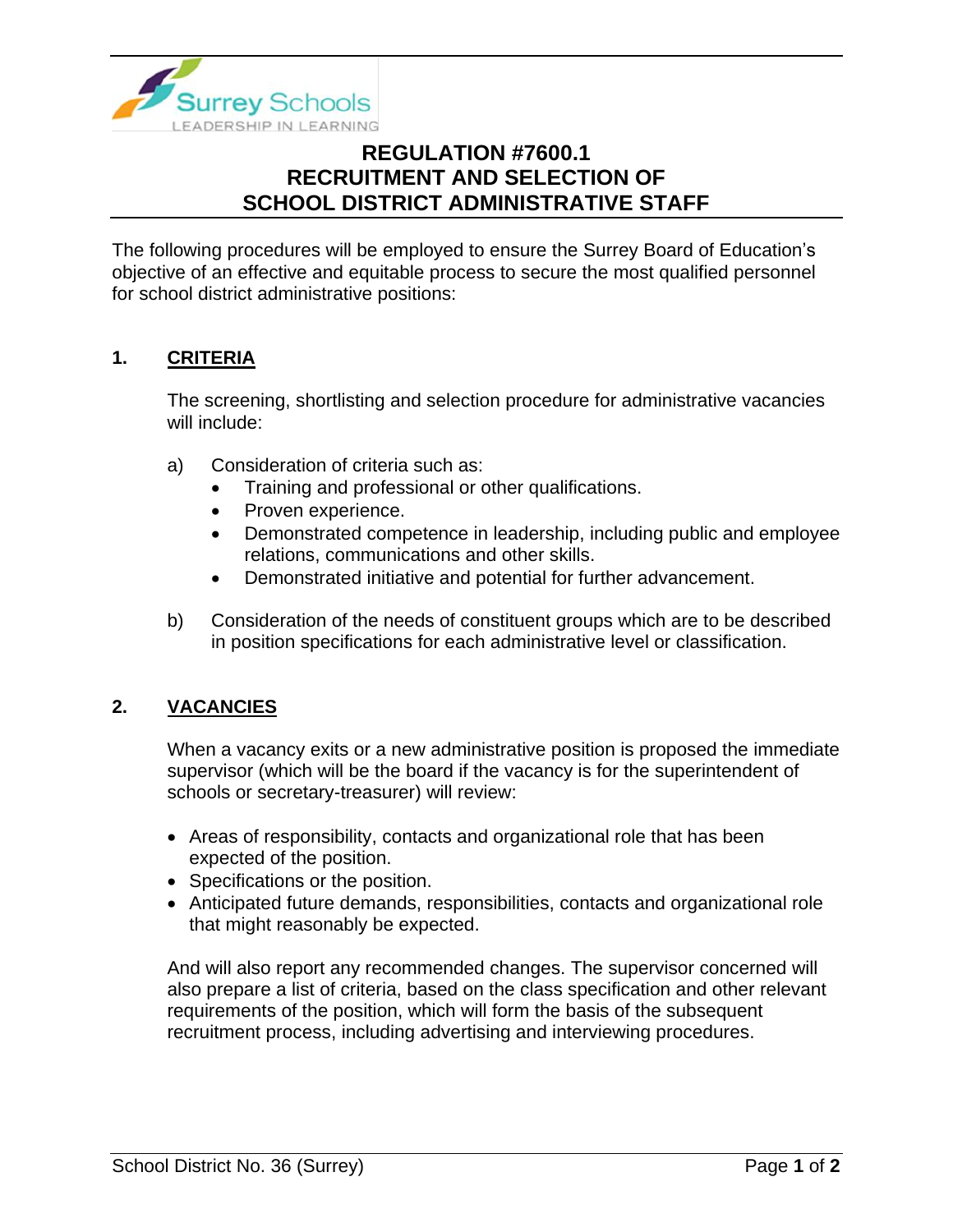# REGULATION #7600.1
# RECRUITMENT AND SELECTION OF SCHOOL DISTRICT ADMINISTRATIVE STAFF

The following procedures will be employed to ensure the Surrey Board of Education's objective of an effective and equitable process to secure the most qualified personnel for school district administrative positions:

## 1. CRITERIA

The screening, shortlisting and selection procedure for administrative vacancies will include:

a) Consideration of criteria such as:
   - Training and professional or other qualifications.
   - Proven experience.
   - Demonstrated competence in leadership, including public and employee relations, communications and other skills.
   - Demonstrated initiative and potential for further advancement.

b) Consideration of the needs of constituent groups which are to be described in position specifications for each administrative level or classification.

## 2. VACANCIES

When a vacancy exits or a new administrative position is proposed the immediate supervisor (which will be the board if the vacancy is for the superintendent of schools or secretary-treasurer) will review:

- Areas of responsibility, contacts and organizational role that has been expected of the position.
- Specifications or the position.
- Anticipated future demands, responsibilities, contacts and organizational role that might reasonably be expected.

And will also report any recommended changes. The supervisor concerned will also prepare a list of criteria, based on the class specification and other relevant requirements of the position, which will form the basis of the subsequent recruitment process, including advertising and interviewing procedures.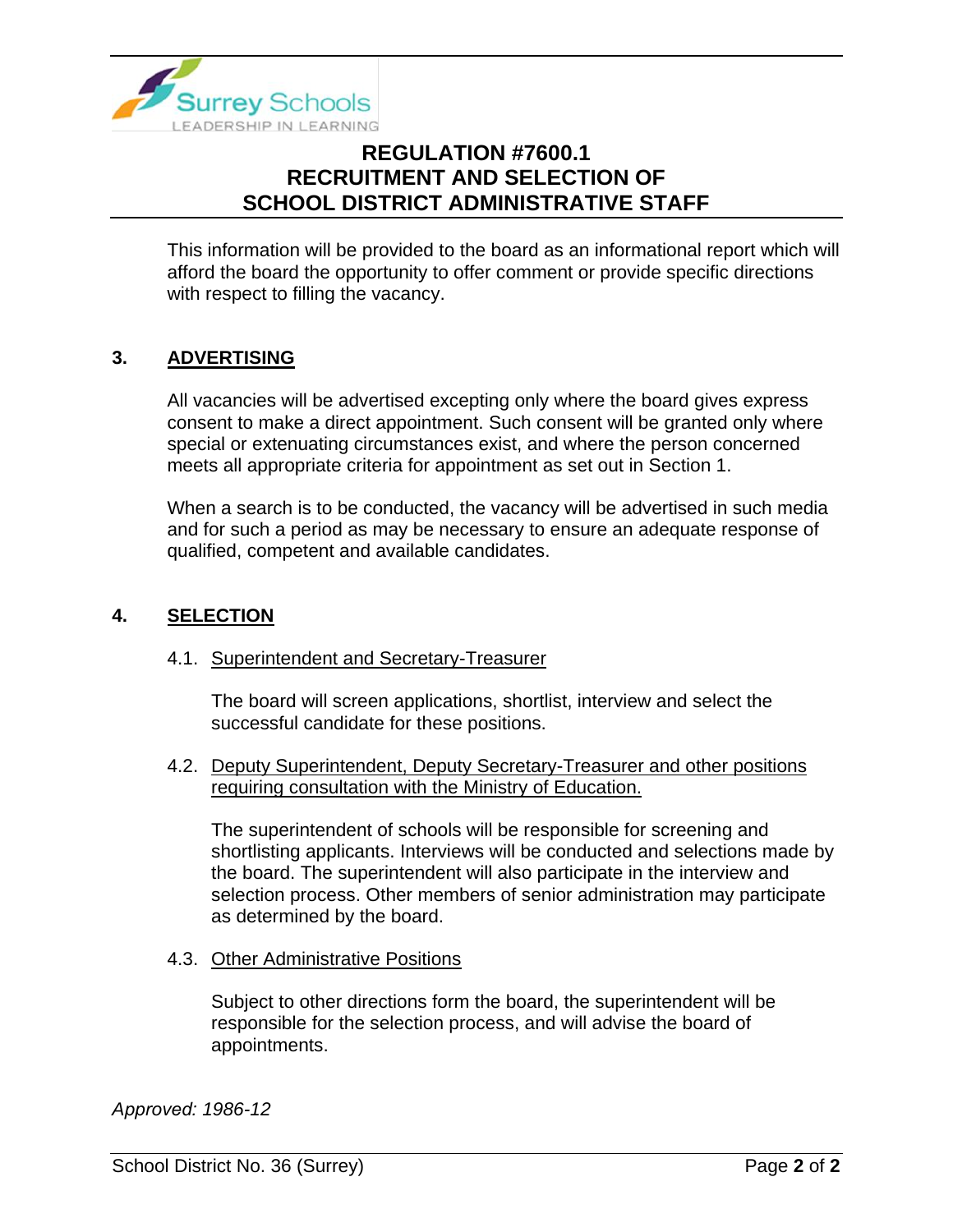This information will be provided to the board as an informational report which will afford the board the opportunity to offer comment or provide specific directions with respect to filling the vacancy.

## 3. ADVERTISING

All vacancies will be advertised excepting only where the board gives express consent to make a direct appointment. Such consent will be granted only where special or extenuating circumstances exist, and where the person concerned meets all appropriate criteria for appointment as set out in Section 1.

When a search is to be conducted, the vacancy will be advertised in such media and for such a period as may be necessary to ensure an adequate response of qualified, competent and available candidates.

## 4. SELECTION

### 4.1. Superintendent and Secretary-Treasurer

The board will screen applications, shortlist, interview and select the successful candidate for these positions.

### 4.2. Deputy Superintendent, Deputy Secretary-Treasurer and other positions requiring consultation with the Ministry of Education.

The superintendent of schools will be responsible for screening and shortlisting applicants. Interviews will be conducted and selections made by the board. The superintendent will also participate in the interview and selection process. Other members of senior administration may participate as determined by the board.

### 4.3. Other Administrative Positions

Subject to other directions form the board, the superintendent will be responsible for the selection process, and will advise the board of appointments.

*Approved: 1986-12*